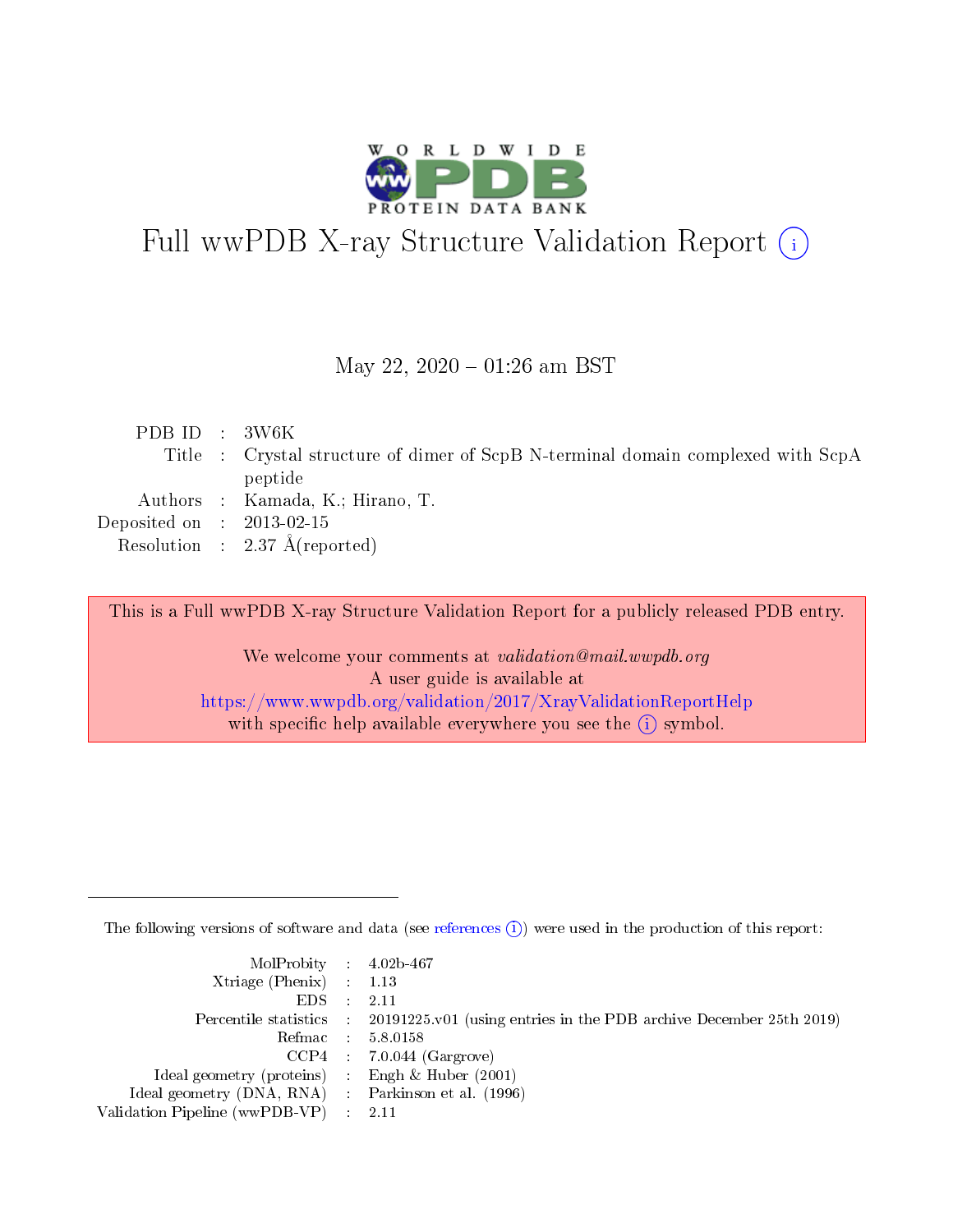# Full wwPDB X-ray Structure Validation Report (i)

May 22, 2020 – 01:26 am BST

| | | |
|---|---|---|
| PDB ID | : | 3W6K |
| Title | : | Crystal structure of dimer of ScpB N-terminal domain complexed with ScpA peptide |
| Authors | : | Kamada, K.; Hirano, T. |
| Deposited on | : | 2013-02-15 |
| Resolution | : | 2.37 Å(reported) |

This is a Full wwPDB X-ray Structure Validation Report for a publicly released PDB entry.

We welcome your comments at *validation@mail.wwpdb.org*
A user guide is available at
https://www.wwpdb.org/validation/2017/XrayValidationReportHelp
with specific help available everywhere you see the (i) symbol.

The following versions of software and data (see references (i)) were used in the production of this report:

| | | |
|---|---|---|
| MolProbity | : | 4.02b-467 |
| Xtriage (Phenix) | : | 1.13 |
| EDS | : | 2.11 |
| Percentile statistics | : | 20191225.v01 (using entries in the PDB archive December 25th 2019) |
| Refmac | : | 5.8.0158 |
| CCP4 | : | 7.0.044 (Gargrove) |
| Ideal geometry (proteins) | : | Engh & Huber (2001) |
| Ideal geometry (DNA, RNA) | : | Parkinson et al. (1996) |
| Validation Pipeline (wwPDB-VP) | : | 2.11 |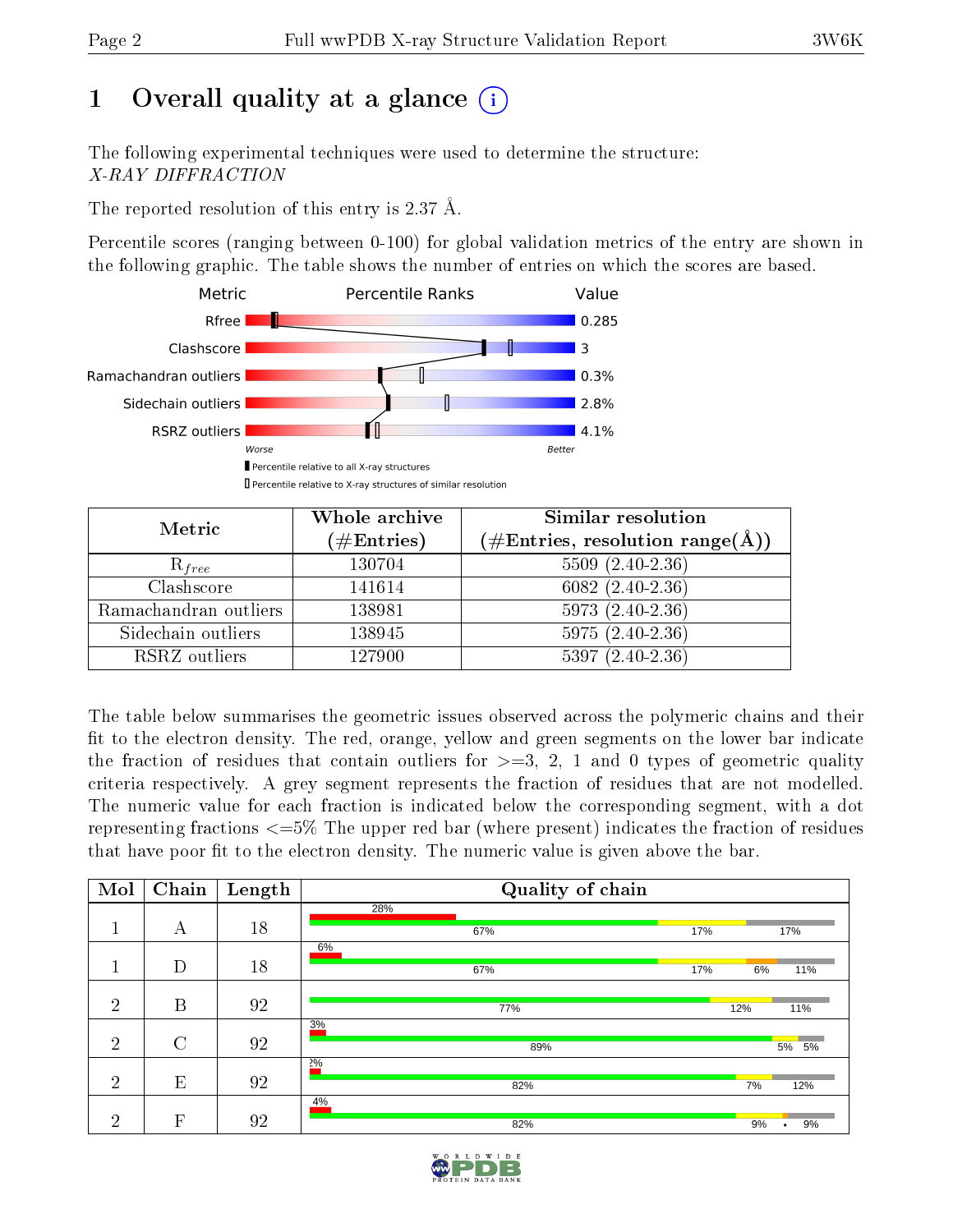# 1 Overall quality at a glance (i)

The following experimental techniques were used to determine the structure:
*X-RAY DIFFRACTION*

The reported resolution of this entry is 2.37 Å.

Percentile scores (ranging between 0-100) for global validation metrics of the entry are shown in the following graphic. The table shows the number of entries on which the scores are based.

| Metric | Value |
|---|---|
| Rfree | 0.285 |
| Clashscore | 3 |
| Ramachandran outliers | 0.3% |
| Sidechain outliers | 2.8% |
| RSRZ outliers | 4.1% |

Worse — Better

▮ Percentile relative to all X-ray structures

▯ Percentile relative to X-ray structures of similar resolution

| Metric | Whole archive (#Entries) | Similar resolution (#Entries, resolution range(Å)) |
|---|---|---|
| $R_{free}$ | 130704 | 5509 (2.40-2.36) |
| Clashscore | 141614 | 6082 (2.40-2.36) |
| Ramachandran outliers | 138981 | 5973 (2.40-2.36) |
| Sidechain outliers | 138945 | 5975 (2.40-2.36) |
| RSRZ outliers | 127900 | 5397 (2.40-2.36) |

The table below summarises the geometric issues observed across the polymeric chains and their fit to the electron density. The red, orange, yellow and green segments on the lower bar indicate the fraction of residues that contain outliers for >=3, 2, 1 and 0 types of geometric quality criteria respectively. A grey segment represents the fraction of residues that are not modelled. The numeric value for each fraction is indicated below the corresponding segment, with a dot representing fractions <=5% The upper red bar (where present) indicates the fraction of residues that have poor fit to the electron density. The numeric value is given above the bar.

| Mol | Chain | Length | Quality of chain |
|---|---|---|---|
| 1 | A | 18 | 28%; 67%, 17%, 17% |
| 1 | D | 18 | 6%; 67%, 17%, 6%, 11% |
| 2 | B | 92 | 77%, 12%, 11% |
| 2 | C | 92 | 3%; 89%, 5%, 5% |
| 2 | E | 92 | 2%; 82%, 7%, 12% |
| 2 | F | 92 | 4%; 82%, 9%, •, 9% |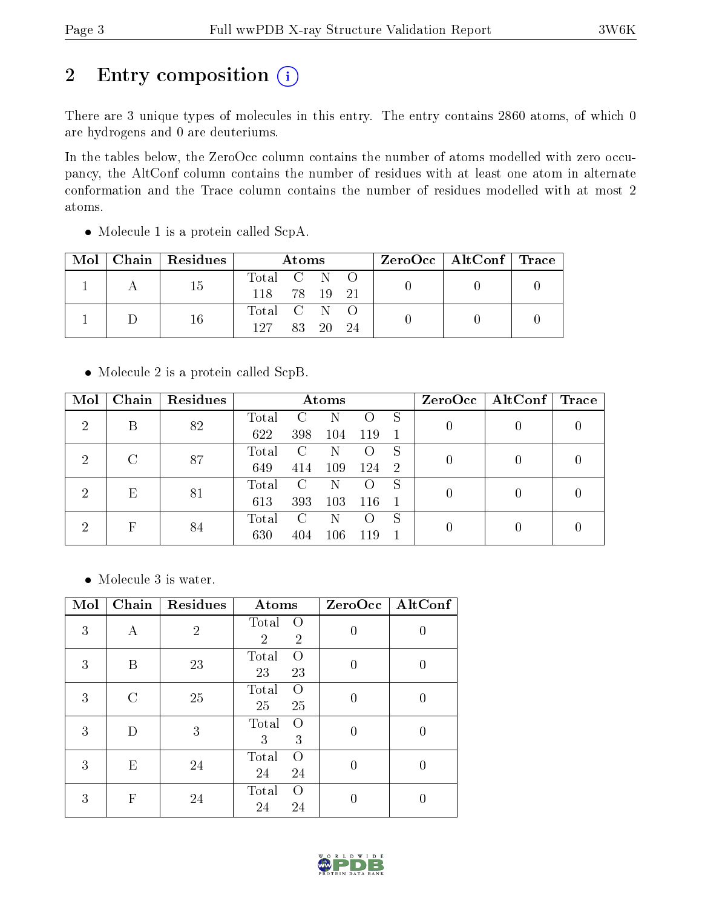# 2 Entry composition (i)

There are 3 unique types of molecules in this entry. The entry contains 2860 atoms, of which 0 are hydrogens and 0 are deuteriums.

In the tables below, the ZeroOcc column contains the number of atoms modelled with zero occupancy, the AltConf column contains the number of residues with at least one atom in alternate conformation and the Trace column contains the number of residues modelled with at most 2 atoms.

- Molecule 1 is a protein called ScpA.

| Mol | Chain | Residues | Atoms | | | | ZeroOcc | AltConf | Trace |
|---|---|---|---|---|---|---|---|---|---|
| 1 | A | 15 | Total<br>118 | C<br>78 | N<br>19 | O<br>21 | 0 | 0 | 0 |
| 1 | D | 16 | Total<br>127 | C<br>83 | N<br>20 | O<br>24 | 0 | 0 | 0 |

- Molecule 2 is a protein called ScpB.

| Mol | Chain | Residues | Atoms | | | | | ZeroOcc | AltConf | Trace |
|---|---|---|---|---|---|---|---|---|---|---|
| 2 | B | 82 | Total<br>622 | C<br>398 | N<br>104 | O<br>119 | S<br>1 | 0 | 0 | 0 |
| 2 | C | 87 | Total<br>649 | C<br>414 | N<br>109 | O<br>124 | S<br>2 | 0 | 0 | 0 |
| 2 | E | 81 | Total<br>613 | C<br>393 | N<br>103 | O<br>116 | S<br>1 | 0 | 0 | 0 |
| 2 | F | 84 | Total<br>630 | C<br>404 | N<br>106 | O<br>119 | S<br>1 | 0 | 0 | 0 |

- Molecule 3 is water.

| Mol | Chain | Residues | Atoms | | ZeroOcc | AltConf |
|---|---|---|---|---|---|---|
| 3 | A | 2 | Total<br>2 | O<br>2 | 0 | 0 |
| 3 | B | 23 | Total<br>23 | O<br>23 | 0 | 0 |
| 3 | C | 25 | Total<br>25 | O<br>25 | 0 | 0 |
| 3 | D | 3 | Total<br>3 | O<br>3 | 0 | 0 |
| 3 | E | 24 | Total<br>24 | O<br>24 | 0 | 0 |
| 3 | F | 24 | Total<br>24 | O<br>24 | 0 | 0 |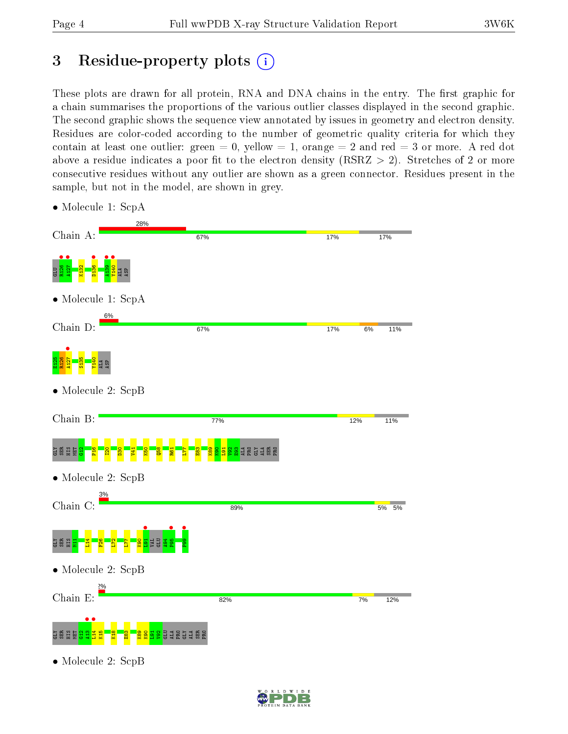# 3 Residue-property plots

These plots are drawn for all protein, RNA and DNA chains in the entry. The first graphic for a chain summarises the proportions of the various outlier classes displayed in the second graphic. The second graphic shows the sequence view annotated by issues in geometry and electron density. Residues are color-coded according to the number of geometric quality criteria for which they contain at least one outlier: green = 0, yellow = 1, orange = 2 and red = 3 or more. A red dot above a residue indicates a poor fit to the electron density (RSRZ > 2). Stretches of 2 or more consecutive residues without any outlier are shown as a green connector. Residues present in the sample, but not in the model, are shown in grey.

- Molecule 1: ScpA

Chain A: 28% | 67% | 17% | 17%

GLU R126 A127 K132 D136 A139 Y140 ALA ASP

- Molecule 1: ScpA

Chain D: 6% | 67% | 17% | 6% | 11%

E125 R126 A127 S135 Y140 ALA ASP

- Molecule 2: ScpB

Chain B: 77% | 12% | 11%

GLY SER HIS MET G12 P16 I20 D30 V41 K50 Q58 R61 L77 E83 K89 K90 L91 V92 E93 ALA PRO GLY ALA SER PRO

- Molecule 2: ScpB

Chain C: 3% | 89% | 5% | 5%

GLY SER HIS M11 L14 F26 L72 L77 K90 L91 VAL GLU A94 P95 F99

- Molecule 2: ScpB

Chain E: 2% | 82% | 7% | 12%

GLY SER HIS MET G12 A13 L14 K15 K18 E83 K89 K90 L91 V92 GLU ALA PRO GLY ALA SER PRO

- Molecule 2: ScpB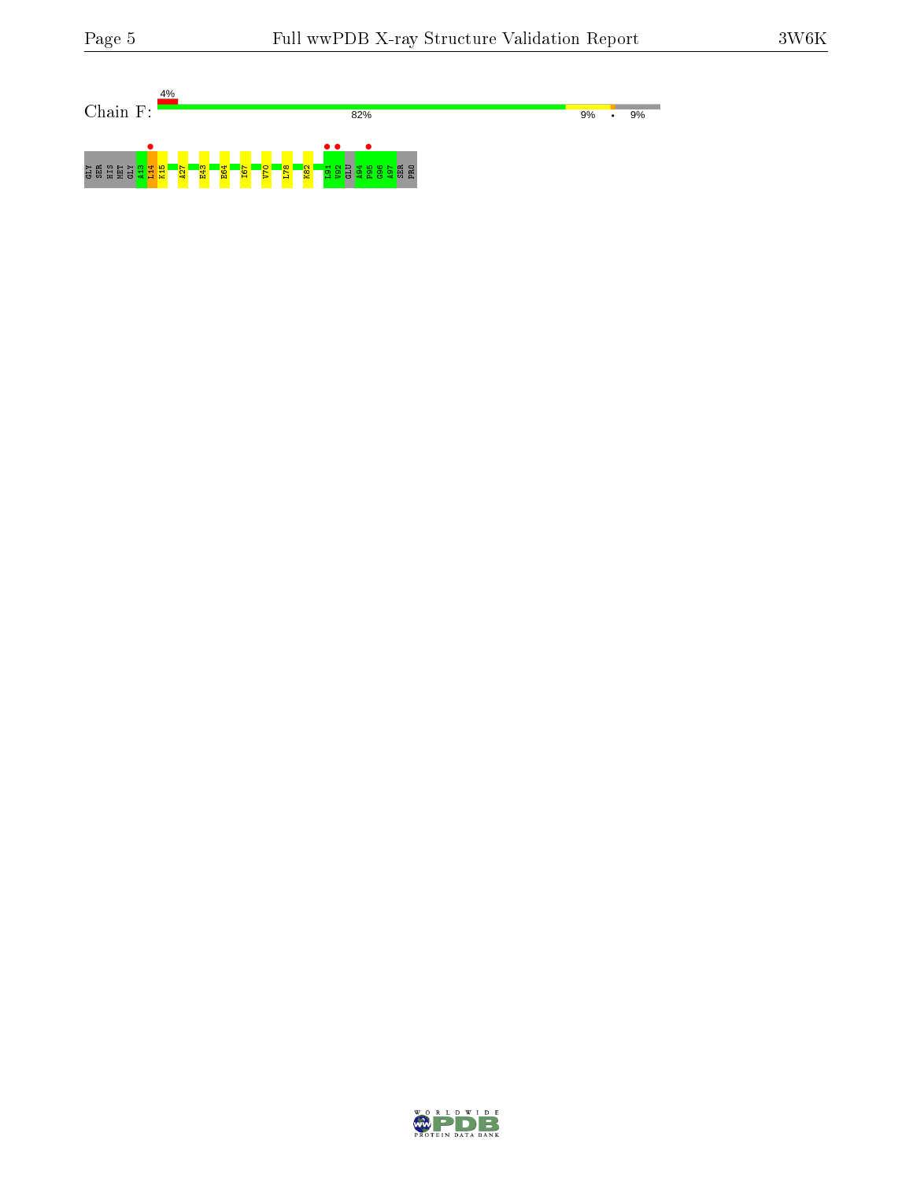Chain F:

4%

82% | 9% | • | 9%

GLY SER HIS MET GLY A13 L14 K15 A27 E43 E64 I67 V70 L78 K82 L91 V92 GLU A94 P95 G96 A97 SER PRO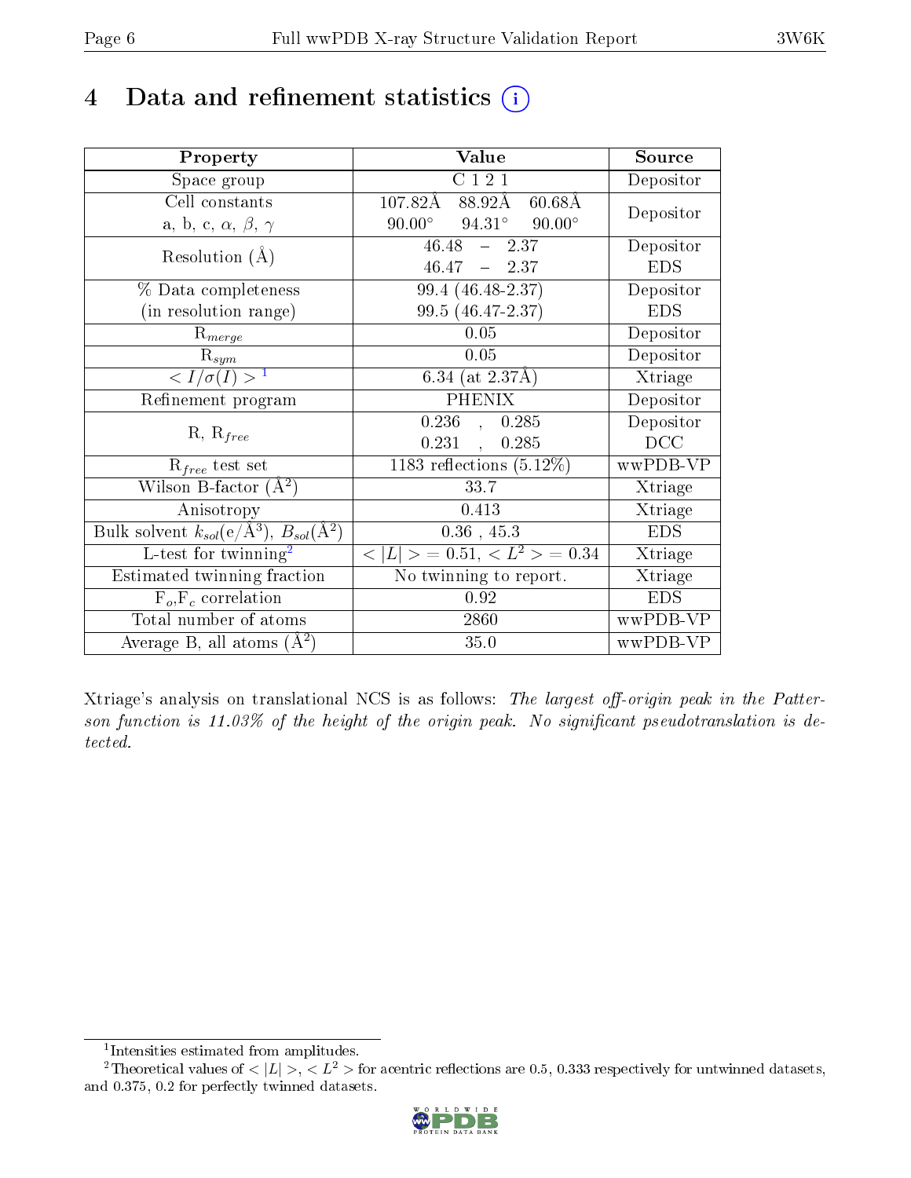# 4 Data and refinement statistics (i)

| Property | Value | Source |
|---|---|---|
| Space group | C 1 2 1 | Depositor |
| Cell constants<br>a, b, c, $\alpha$, $\beta$, $\gamma$ | 107.82Å 88.92Å 60.68Å<br>90.00° 94.31° 90.00° | Depositor |
| Resolution (Å) | 46.48 – 2.37<br>46.47 – 2.37 | Depositor<br>EDS |
| % Data completeness<br>(in resolution range) | 99.4 (46.48-2.37)<br>99.5 (46.47-2.37) | Depositor<br>EDS |
| $R_{merge}$ | 0.05 | Depositor |
| $R_{sym}$ | 0.05 | Depositor |
| $< I/\sigma(I) >$ [1] | 6.34 (at 2.37Å) | Xtriage |
| Refinement program | PHENIX | Depositor |
| R, $R_{free}$ | 0.236 , 0.285<br>0.231 , 0.285 | Depositor<br>DCC |
| $R_{free}$ test set | 1183 reflections (5.12%) | wwPDB-VP |
| Wilson B-factor (Å$^2$) | 33.7 | Xtriage |
| Anisotropy | 0.413 | Xtriage |
| Bulk solvent $k_{sol}$(e/Å$^3$), $B_{sol}$(Å$^2$) | 0.36 , 45.3 | EDS |
| L-test for twinning[2] | $< \|L\| >$ = 0.51, $< L^2 >$ = 0.34 | Xtriage |
| Estimated twinning fraction | No twinning to report. | Xtriage |
| $F_o$,$F_c$ correlation | 0.92 | EDS |
| Total number of atoms | 2860 | wwPDB-VP |
| Average B, all atoms (Å$^2$) | 35.0 | wwPDB-VP |

Xtriage's analysis on translational NCS is as follows: *The largest off-origin peak in the Patterson function is 11.03% of the height of the origin peak. No significant pseudotranslation is detected.*

[1] Intensities estimated from amplitudes.

[2] Theoretical values of $< |L| >$, $< L^2 >$ for acentric reflections are 0.5, 0.333 respectively for untwinned datasets, and 0.375, 0.2 for perfectly twinned datasets.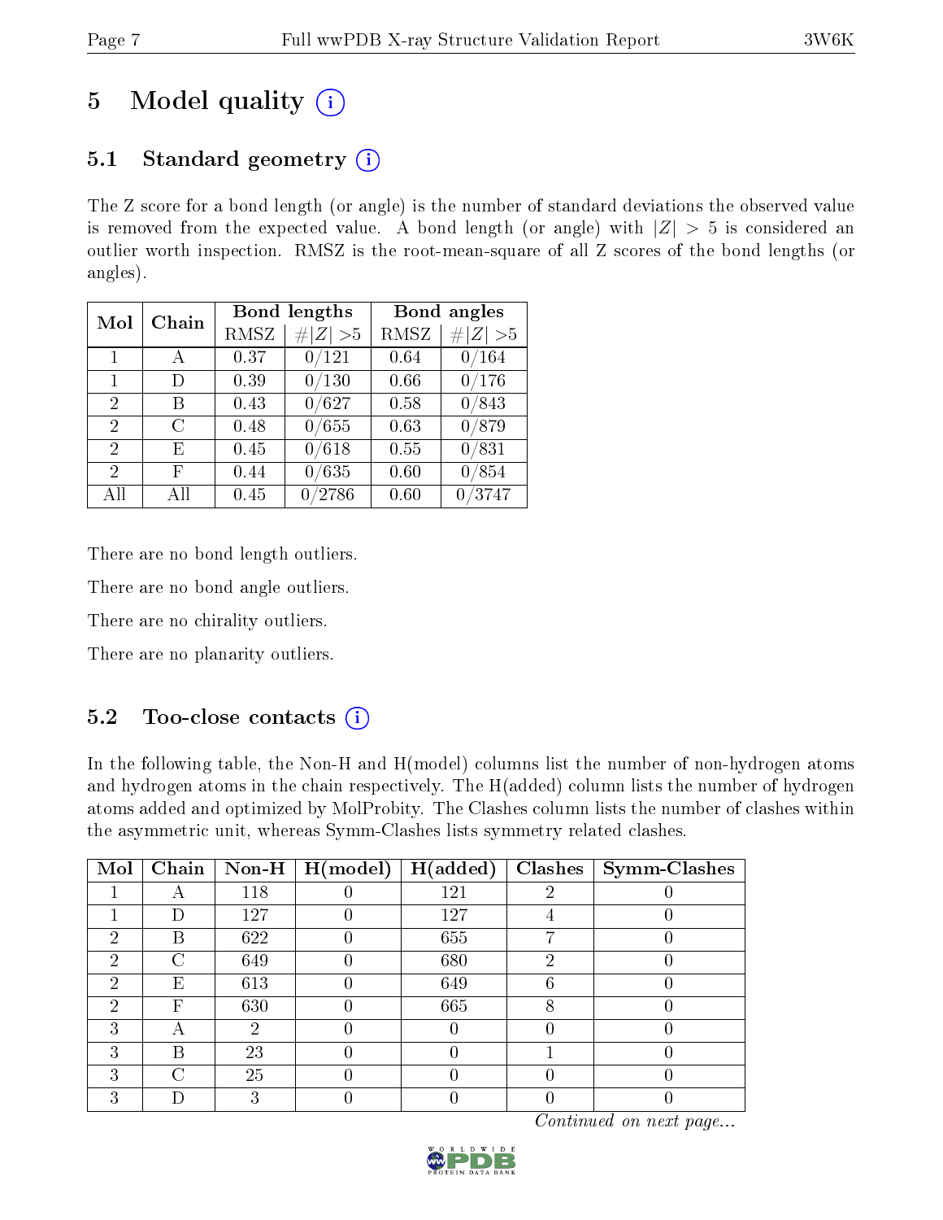# 5 Model quality (i)

## 5.1 Standard geometry (i)

The Z score for a bond length (or angle) is the number of standard deviations the observed value is removed from the expected value. A bond length (or angle) with $|Z| > 5$ is considered an outlier worth inspection. RMSZ is the root-mean-square of all Z scores of the bond lengths (or angles).

| Mol | Chain | Bond lengths | | Bond angles | |
|---|---|---|---|---|---|
| | | RMSZ | $\#\|Z\| > 5$ | RMSZ | $\#\|Z\| > 5$ |
| 1 | A | 0.37 | 0/121 | 0.64 | 0/164 |
| 1 | D | 0.39 | 0/130 | 0.66 | 0/176 |
| 2 | B | 0.43 | 0/627 | 0.58 | 0/843 |
| 2 | C | 0.48 | 0/655 | 0.63 | 0/879 |
| 2 | E | 0.45 | 0/618 | 0.55 | 0/831 |
| 2 | F | 0.44 | 0/635 | 0.60 | 0/854 |
| All | All | 0.45 | 0/2786 | 0.60 | 0/3747 |

There are no bond length outliers.

There are no bond angle outliers.

There are no chirality outliers.

There are no planarity outliers.

## 5.2 Too-close contacts (i)

In the following table, the Non-H and H(model) columns list the number of non-hydrogen atoms and hydrogen atoms in the chain respectively. The H(added) column lists the number of hydrogen atoms added and optimized by MolProbity. The Clashes column lists the number of clashes within the asymmetric unit, whereas Symm-Clashes lists symmetry related clashes.

| Mol | Chain | Non-H | H(model) | H(added) | Clashes | Symm-Clashes |
|---|---|---|---|---|---|---|
| 1 | A | 118 | 0 | 121 | 2 | 0 |
| 1 | D | 127 | 0 | 127 | 4 | 0 |
| 2 | B | 622 | 0 | 655 | 7 | 0 |
| 2 | C | 649 | 0 | 680 | 2 | 0 |
| 2 | E | 613 | 0 | 649 | 6 | 0 |
| 2 | F | 630 | 0 | 665 | 8 | 0 |
| 3 | A | 2 | 0 | 0 | 0 | 0 |
| 3 | B | 23 | 0 | 0 | 1 | 0 |
| 3 | C | 25 | 0 | 0 | 0 | 0 |
| 3 | D | 3 | 0 | 0 | 0 | 0 |

*Continued on next page...*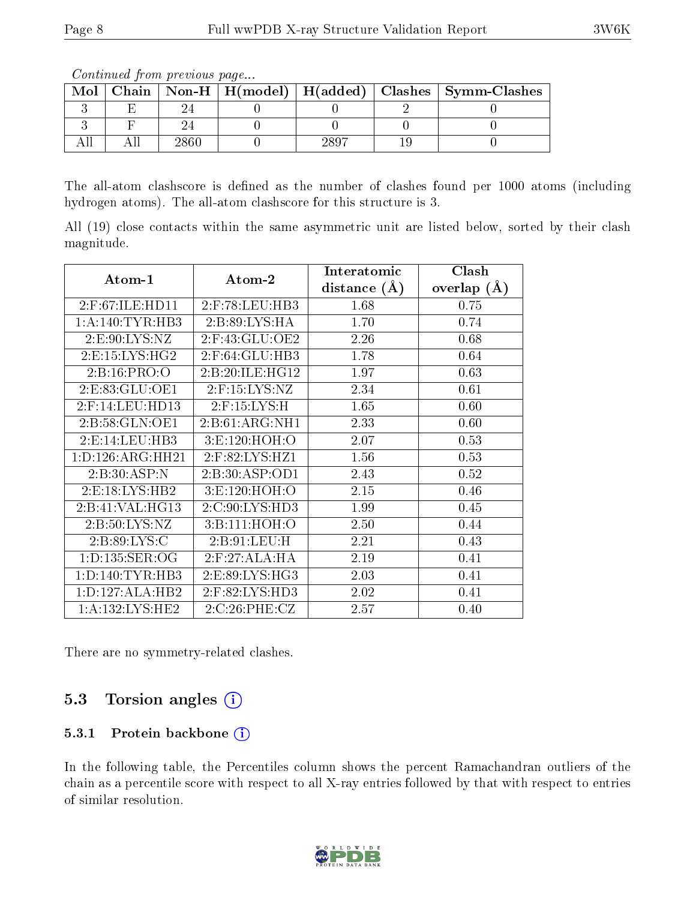*Continued from previous page...*

| Mol | Chain | Non-H | H(model) | H(added) | Clashes | Symm-Clashes |
|---|---|---|---|---|---|---|
| 3 | E | 24 | 0 | 0 | 2 | 0 |
| 3 | F | 24 | 0 | 0 | 0 | 0 |
| All | All | 2860 | 0 | 2897 | 19 | 0 |

The all-atom clashscore is defined as the number of clashes found per 1000 atoms (including hydrogen atoms). The all-atom clashscore for this structure is 3.

All (19) close contacts within the same asymmetric unit are listed below, sorted by their clash magnitude.

| Atom-1 | Atom-2 | Interatomic distance (Å) | Clash overlap (Å) |
|---|---|---|---|
| 2:F:67:ILE:HD11 | 2:F:78:LEU:HB3 | 1.68 | 0.75 |
| 1:A:140:TYR:HB3 | 2:B:89:LYS:HA | 1.70 | 0.74 |
| 2:E:90:LYS:NZ | 2:F:43:GLU:OE2 | 2.26 | 0.68 |
| 2:E:15:LYS:HG2 | 2:F:64:GLU:HB3 | 1.78 | 0.64 |
| 2:B:16:PRO:O | 2:B:20:ILE:HG12 | 1.97 | 0.63 |
| 2:E:83:GLU:OE1 | 2:F:15:LYS:NZ | 2.34 | 0.61 |
| 2:F:14:LEU:HD13 | 2:F:15:LYS:H | 1.65 | 0.60 |
| 2:B:58:GLN:OE1 | 2:B:61:ARG:NH1 | 2.33 | 0.60 |
| 2:E:14:LEU:HB3 | 3:E:120:HOH:O | 2.07 | 0.53 |
| 1:D:126:ARG:HH21 | 2:F:82:LYS:HZ1 | 1.56 | 0.53 |
| 2:B:30:ASP:N | 2:B:30:ASP:OD1 | 2.43 | 0.52 |
| 2:E:18:LYS:HB2 | 3:E:120:HOH:O | 2.15 | 0.46 |
| 2:B:41:VAL:HG13 | 2:C:90:LYS:HD3 | 1.99 | 0.45 |
| 2:B:50:LYS:NZ | 3:B:111:HOH:O | 2.50 | 0.44 |
| 2:B:89:LYS:C | 2:B:91:LEU:H | 2.21 | 0.43 |
| 1:D:135:SER:OG | 2:F:27:ALA:HA | 2.19 | 0.41 |
| 1:D:140:TYR:HB3 | 2:E:89:LYS:HG3 | 2.03 | 0.41 |
| 1:D:127:ALA:HB2 | 2:F:82:LYS:HD3 | 2.02 | 0.41 |
| 1:A:132:LYS:HE2 | 2:C:26:PHE:CZ | 2.57 | 0.40 |

There are no symmetry-related clashes.

### 5.3 Torsion angles

#### 5.3.1 Protein backbone

In the following table, the Percentiles column shows the percent Ramachandran outliers of the chain as a percentile score with respect to all X-ray entries followed by that with respect to entries of similar resolution.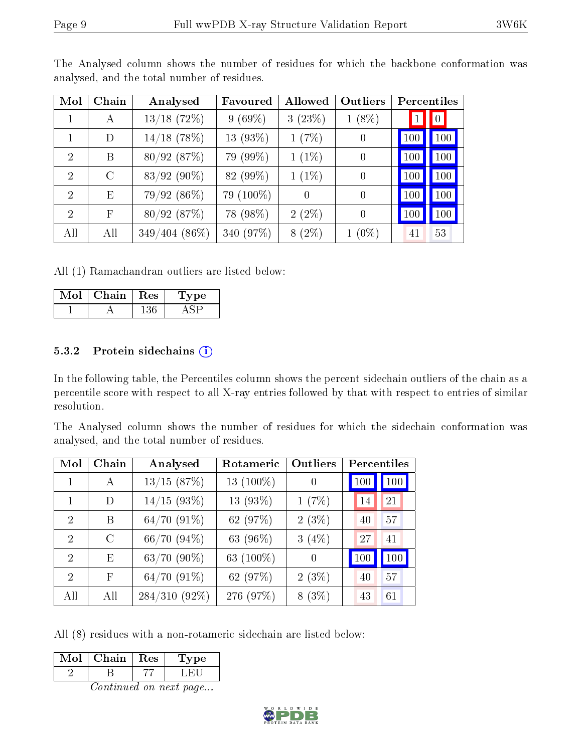The Analysed column shows the number of residues for which the backbone conformation was analysed, and the total number of residues.

| Mol | Chain | Analysed | Favoured | Allowed | Outliers | Percentiles | |
|---|---|---|---|---|---|---|---|
| 1 | A | 13/18 (72%) | 9 (69%) | 3 (23%) | 1 (8%) | 1 | 0 |
| 1 | D | 14/18 (78%) | 13 (93%) | 1 (7%) | 0 | 100 | 100 |
| 2 | B | 80/92 (87%) | 79 (99%) | 1 (1%) | 0 | 100 | 100 |
| 2 | C | 83/92 (90%) | 82 (99%) | 1 (1%) | 0 | 100 | 100 |
| 2 | E | 79/92 (86%) | 79 (100%) | 0 | 0 | 100 | 100 |
| 2 | F | 80/92 (87%) | 78 (98%) | 2 (2%) | 0 | 100 | 100 |
| All | All | 349/404 (86%) | 340 (97%) | 8 (2%) | 1 (0%) | 41 | 53 |

All (1) Ramachandran outliers are listed below:

| Mol | Chain | Res | Type |
|---|---|---|---|
| 1 | A | 136 | ASP |

### 5.3.2 Protein sidechains

In the following table, the Percentiles column shows the percent sidechain outliers of the chain as a percentile score with respect to all X-ray entries followed by that with respect to entries of similar resolution.

The Analysed column shows the number of residues for which the sidechain conformation was analysed, and the total number of residues.

| Mol | Chain | Analysed | Rotameric | Outliers | Percentiles | |
|---|---|---|---|---|---|---|
| 1 | A | 13/15 (87%) | 13 (100%) | 0 | 100 | 100 |
| 1 | D | 14/15 (93%) | 13 (93%) | 1 (7%) | 14 | 21 |
| 2 | B | 64/70 (91%) | 62 (97%) | 2 (3%) | 40 | 57 |
| 2 | C | 66/70 (94%) | 63 (96%) | 3 (4%) | 27 | 41 |
| 2 | E | 63/70 (90%) | 63 (100%) | 0 | 100 | 100 |
| 2 | F | 64/70 (91%) | 62 (97%) | 2 (3%) | 40 | 57 |
| All | All | 284/310 (92%) | 276 (97%) | 8 (3%) | 43 | 61 |

All (8) residues with a non-rotameric sidechain are listed below:

| Mol | Chain | Res | Type |
|---|---|---|---|
| 2 | B | 77 | LEU |

*Continued on next page...*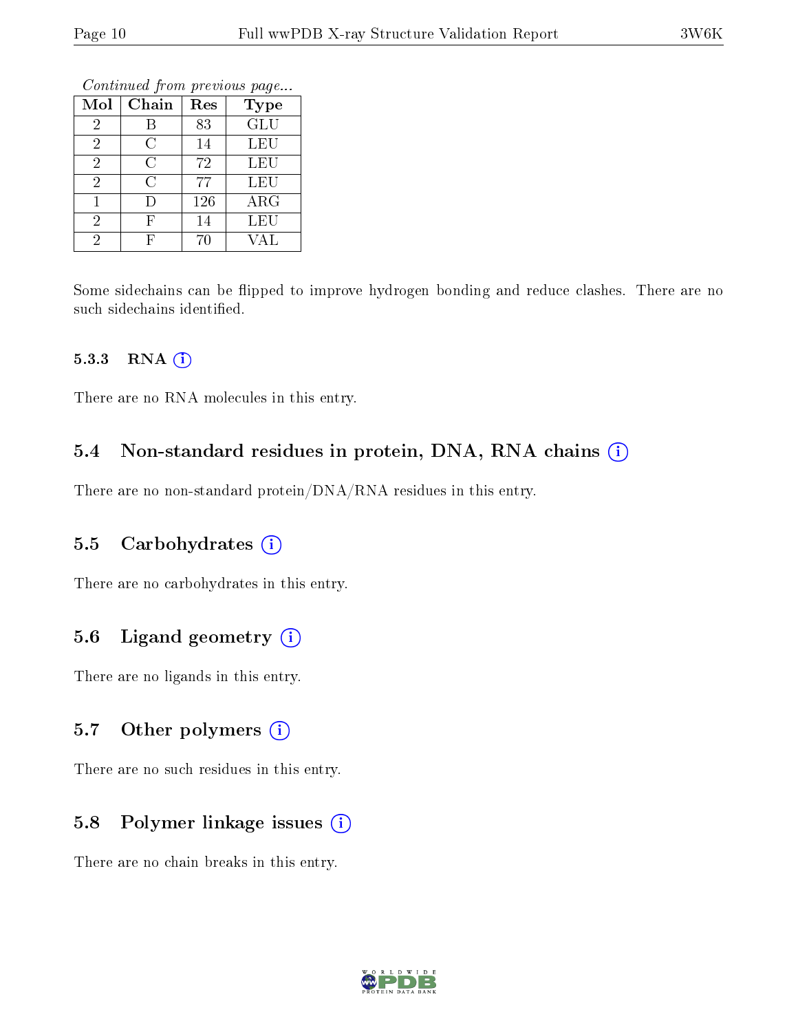*Continued from previous page...*

| Mol | Chain | Res | Type |
|---|---|---|---|
| 2 | B | 83 | GLU |
| 2 | C | 14 | LEU |
| 2 | C | 72 | LEU |
| 2 | C | 77 | LEU |
| 1 | D | 126 | ARG |
| 2 | F | 14 | LEU |
| 2 | F | 70 | VAL |

Some sidechains can be flipped to improve hydrogen bonding and reduce clashes. There are no such sidechains identified.

#### 5.3.3 RNA (i)

There are no RNA molecules in this entry.

### 5.4 Non-standard residues in protein, DNA, RNA chains (i)

There are no non-standard protein/DNA/RNA residues in this entry.

### 5.5 Carbohydrates (i)

There are no carbohydrates in this entry.

### 5.6 Ligand geometry (i)

There are no ligands in this entry.

### 5.7 Other polymers (i)

There are no such residues in this entry.

### 5.8 Polymer linkage issues (i)

There are no chain breaks in this entry.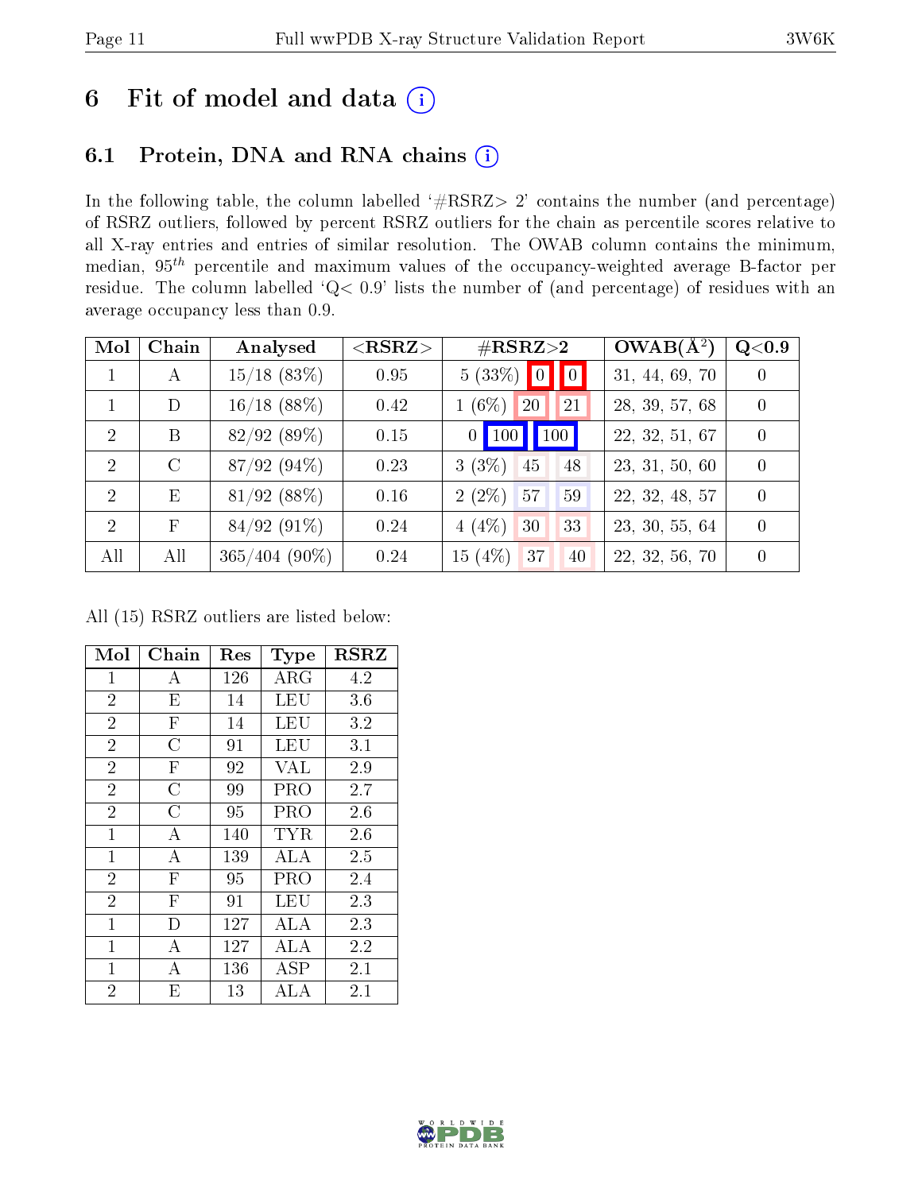# 6 Fit of model and data

## 6.1 Protein, DNA and RNA chains

In the following table, the column labelled '#RSRZ> 2' contains the number (and percentage) of RSRZ outliers, followed by percent RSRZ outliers for the chain as percentile scores relative to all X-ray entries and entries of similar resolution. The OWAB column contains the minimum, median, $95^{th}$ percentile and maximum values of the occupancy-weighted average B-factor per residue. The column labelled 'Q< 0.9' lists the number of (and percentage) of residues with an average occupancy less than 0.9.

| Mol | Chain | Analysed | <RSRZ> | #RSRZ>2 | | | OWAB(Å$^2$) | Q<0.9 |
|---|---|---|---|---|---|---|---|---|
| 1 | A | 15/18 (83%) | 0.95 | 5 (33%) | 0 | 0 | 31, 44, 69, 70 | 0 |
| 1 | D | 16/18 (88%) | 0.42 | 1 (6%) | 20 | 21 | 28, 39, 57, 68 | 0 |
| 2 | B | 82/92 (89%) | 0.15 | 0 | 100 | 100 | 22, 32, 51, 67 | 0 |
| 2 | C | 87/92 (94%) | 0.23 | 3 (3%) | 45 | 48 | 23, 31, 50, 60 | 0 |
| 2 | E | 81/92 (88%) | 0.16 | 2 (2%) | 57 | 59 | 22, 32, 48, 57 | 0 |
| 2 | F | 84/92 (91%) | 0.24 | 4 (4%) | 30 | 33 | 23, 30, 55, 64 | 0 |
| All | All | 365/404 (90%) | 0.24 | 15 (4%) | 37 | 40 | 22, 32, 56, 70 | 0 |

All (15) RSRZ outliers are listed below:

| Mol | Chain | Res | Type | RSRZ |
|---|---|---|---|---|
| 1 | A | 126 | ARG | 4.2 |
| 2 | E | 14 | LEU | 3.6 |
| 2 | F | 14 | LEU | 3.2 |
| 2 | C | 91 | LEU | 3.1 |
| 2 | F | 92 | VAL | 2.9 |
| 2 | C | 99 | PRO | 2.7 |
| 2 | C | 95 | PRO | 2.6 |
| 1 | A | 140 | TYR | 2.6 |
| 1 | A | 139 | ALA | 2.5 |
| 2 | F | 95 | PRO | 2.4 |
| 2 | F | 91 | LEU | 2.3 |
| 1 | D | 127 | ALA | 2.3 |
| 1 | A | 127 | ALA | 2.2 |
| 1 | A | 136 | ASP | 2.1 |
| 2 | E | 13 | ALA | 2.1 |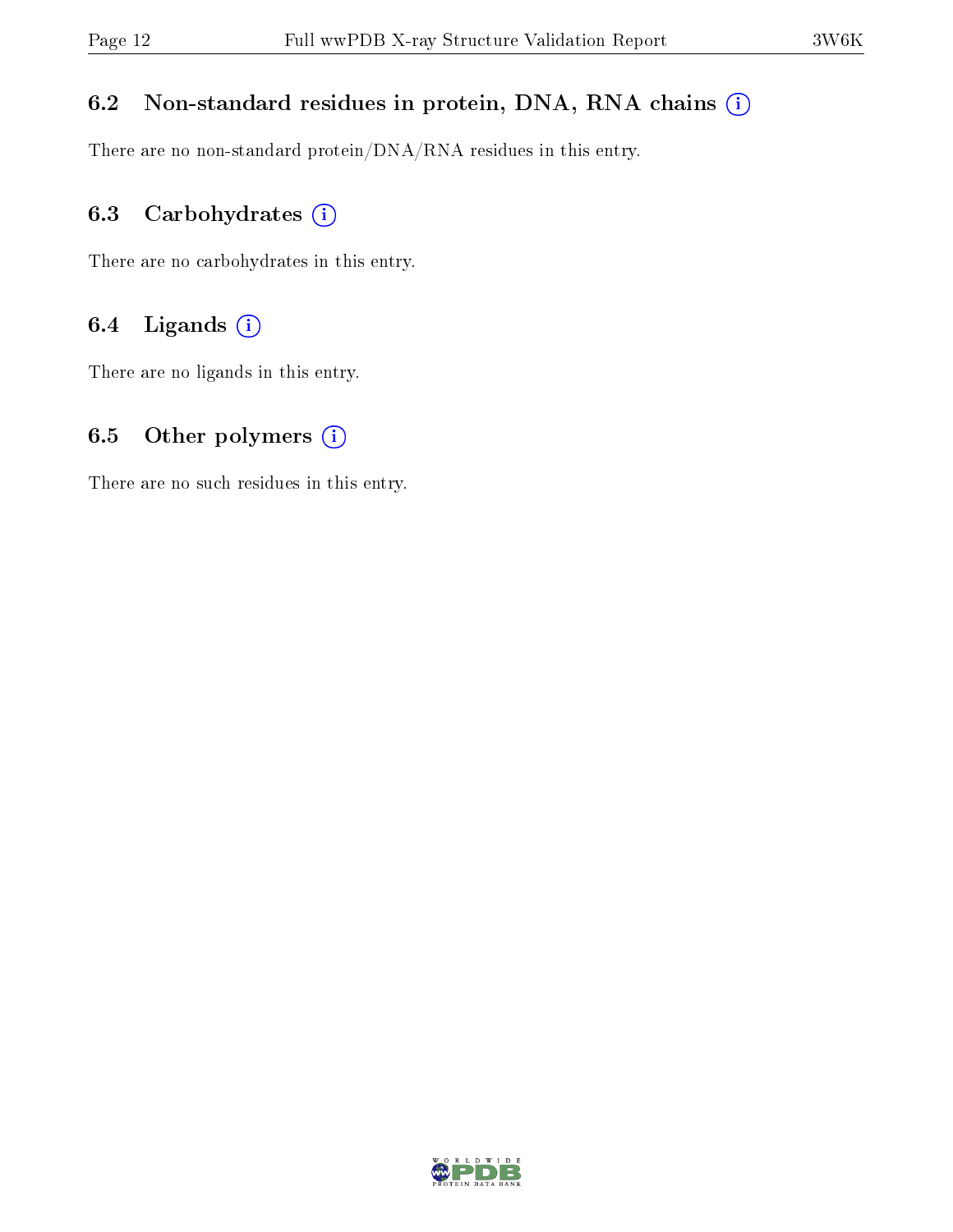### 6.2 Non-standard residues in protein, DNA, RNA chains (i)

There are no non-standard protein/DNA/RNA residues in this entry.

### 6.3 Carbohydrates (i)

There are no carbohydrates in this entry.

### 6.4 Ligands (i)

There are no ligands in this entry.

### 6.5 Other polymers (i)

There are no such residues in this entry.